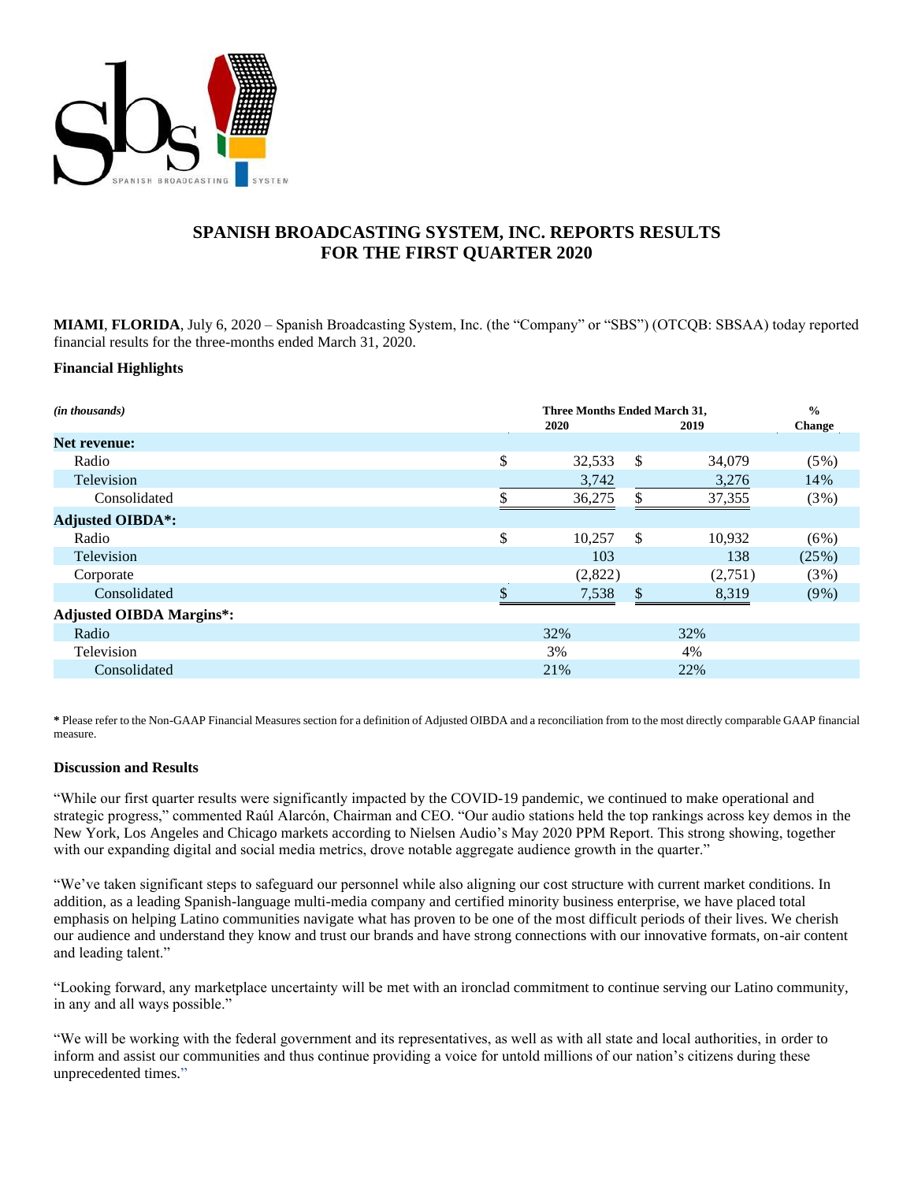# SPANISH BROADCASTING SYSTEM, INC. REPORTS RESULTS FOR THE FIRST QUARTER 2020

**MIAMI**, **FLORIDA**, July 6, 2020 – Spanish Broadcasting System, Inc. (the "Company" or "SBS") (OTCQB: SBSAA) today reported financial results for the three-months ended March 31, 2020.

### Financial Highlights

| *(in thousands)* | Three Months Ended March 31, 2020 | Three Months Ended March 31, 2019 | % Change |
|---|---|---|---|
| **Net revenue:** | | | |
| Radio | $ 32,533 | $ 34,079 | (5%) |
| Television | 3,742 | 3,276 | 14% |
| Consolidated | $ 36,275 | $ 37,355 | (3%) |
| **Adjusted OIBDA*:** | | | |
| Radio | $ 10,257 | $ 10,932 | (6%) |
| Television | 103 | 138 | (25%) |
| Corporate | (2,822) | (2,751) | (3%) |
| Consolidated | $ 7,538 | $ 8,319 | (9%) |
| **Adjusted OIBDA Margins*:** | | | |
| Radio | 32% | 32% | |
| Television | 3% | 4% | |
| Consolidated | 21% | 22% | |

**\*** Please refer to the Non-GAAP Financial Measures section for a definition of Adjusted OIBDA and a reconciliation from to the most directly comparable GAAP financial measure.

### Discussion and Results

"While our first quarter results were significantly impacted by the COVID-19 pandemic, we continued to make operational and strategic progress," commented Raúl Alarcón, Chairman and CEO. "Our audio stations held the top rankings across key demos in the New York, Los Angeles and Chicago markets according to Nielsen Audio's May 2020 PPM Report. This strong showing, together with our expanding digital and social media metrics, drove notable aggregate audience growth in the quarter."

"We've taken significant steps to safeguard our personnel while also aligning our cost structure with current market conditions. In addition, as a leading Spanish-language multi-media company and certified minority business enterprise, we have placed total emphasis on helping Latino communities navigate what has proven to be one of the most difficult periods of their lives. We cherish our audience and understand they know and trust our brands and have strong connections with our innovative formats, on-air content and leading talent."

"Looking forward, any marketplace uncertainty will be met with an ironclad commitment to continue serving our Latino community, in any and all ways possible."

"We will be working with the federal government and its representatives, as well as with all state and local authorities, in order to inform and assist our communities and thus continue providing a voice for untold millions of our nation's citizens during these unprecedented times."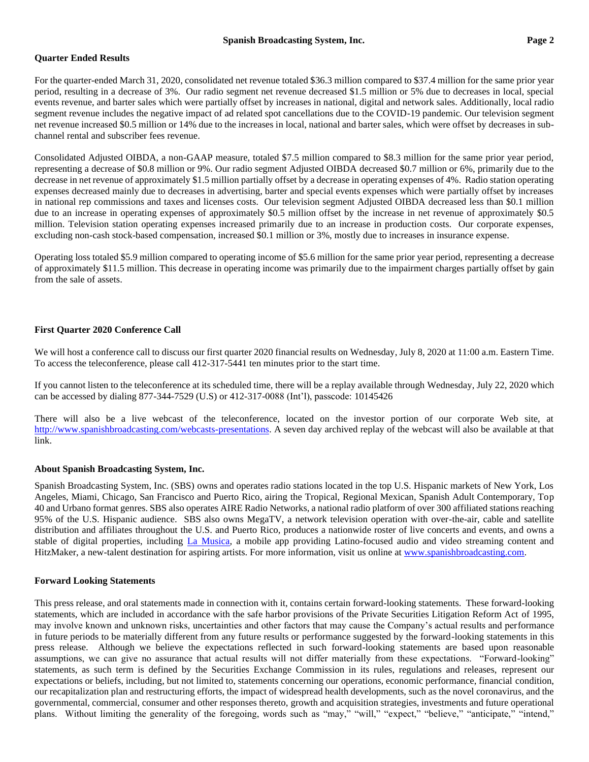**Quarter Ended Results**

For the quarter-ended March 31, 2020, consolidated net revenue totaled $36.3 million compared to $37.4 million for the same prior year period, resulting in a decrease of 3%. Our radio segment net revenue decreased $1.5 million or 5% due to decreases in local, special events revenue, and barter sales which were partially offset by increases in national, digital and network sales. Additionally, local radio segment revenue includes the negative impact of ad related spot cancellations due to the COVID-19 pandemic. Our television segment net revenue increased $0.5 million or 14% due to the increases in local, national and barter sales, which were offset by decreases in sub-channel rental and subscriber fees revenue.

Consolidated Adjusted OIBDA, a non-GAAP measure, totaled $7.5 million compared to $8.3 million for the same prior year period, representing a decrease of $0.8 million or 9%. Our radio segment Adjusted OIBDA decreased $0.7 million or 6%, primarily due to the decrease in net revenue of approximately $1.5 million partially offset by a decrease in operating expenses of 4%. Radio station operating expenses decreased mainly due to decreases in advertising, barter and special events expenses which were partially offset by increases in national rep commissions and taxes and licenses costs. Our television segment Adjusted OIBDA decreased less than $0.1 million due to an increase in operating expenses of approximately $0.5 million offset by the increase in net revenue of approximately $0.5 million. Television station operating expenses increased primarily due to an increase in production costs. Our corporate expenses, excluding non-cash stock-based compensation, increased $0.1 million or 3%, mostly due to increases in insurance expense.

Operating loss totaled $5.9 million compared to operating income of $5.6 million for the same prior year period, representing a decrease of approximately $11.5 million. This decrease in operating income was primarily due to the impairment charges partially offset by gain from the sale of assets.

**First Quarter 2020 Conference Call**

We will host a conference call to discuss our first quarter 2020 financial results on Wednesday, July 8, 2020 at 11:00 a.m. Eastern Time. To access the teleconference, please call 412-317-5441 ten minutes prior to the start time.

If you cannot listen to the teleconference at its scheduled time, there will be a replay available through Wednesday, July 22, 2020 which can be accessed by dialing 877-344-7529 (U.S) or 412-317-0088 (Int'l), passcode: 10145426

There will also be a live webcast of the teleconference, located on the investor portion of our corporate Web site, at http://www.spanishbroadcasting.com/webcasts-presentations. A seven day archived replay of the webcast will also be available at that link.

**About Spanish Broadcasting System, Inc.**

Spanish Broadcasting System, Inc. (SBS) owns and operates radio stations located in the top U.S. Hispanic markets of New York, Los Angeles, Miami, Chicago, San Francisco and Puerto Rico, airing the Tropical, Regional Mexican, Spanish Adult Contemporary, Top 40 and Urbano format genres. SBS also operates AIRE Radio Networks, a national radio platform of over 300 affiliated stations reaching 95% of the U.S. Hispanic audience. SBS also owns MegaTV, a network television operation with over-the-air, cable and satellite distribution and affiliates throughout the U.S. and Puerto Rico, produces a nationwide roster of live concerts and events, and owns a stable of digital properties, including La Musica, a mobile app providing Latino-focused audio and video streaming content and HitzMaker, a new-talent destination for aspiring artists. For more information, visit us online at www.spanishbroadcasting.com.

**Forward Looking Statements**

This press release, and oral statements made in connection with it, contains certain forward-looking statements. These forward-looking statements, which are included in accordance with the safe harbor provisions of the Private Securities Litigation Reform Act of 1995, may involve known and unknown risks, uncertainties and other factors that may cause the Company's actual results and performance in future periods to be materially different from any future results or performance suggested by the forward-looking statements in this press release. Although we believe the expectations reflected in such forward-looking statements are based upon reasonable assumptions, we can give no assurance that actual results will not differ materially from these expectations. "Forward-looking" statements, as such term is defined by the Securities Exchange Commission in its rules, regulations and releases, represent our expectations or beliefs, including, but not limited to, statements concerning our operations, economic performance, financial condition, our recapitalization plan and restructuring efforts, the impact of widespread health developments, such as the novel coronavirus, and the governmental, commercial, consumer and other responses thereto, growth and acquisition strategies, investments and future operational plans. Without limiting the generality of the foregoing, words such as "may," "will," "expect," "believe," "anticipate," "intend,"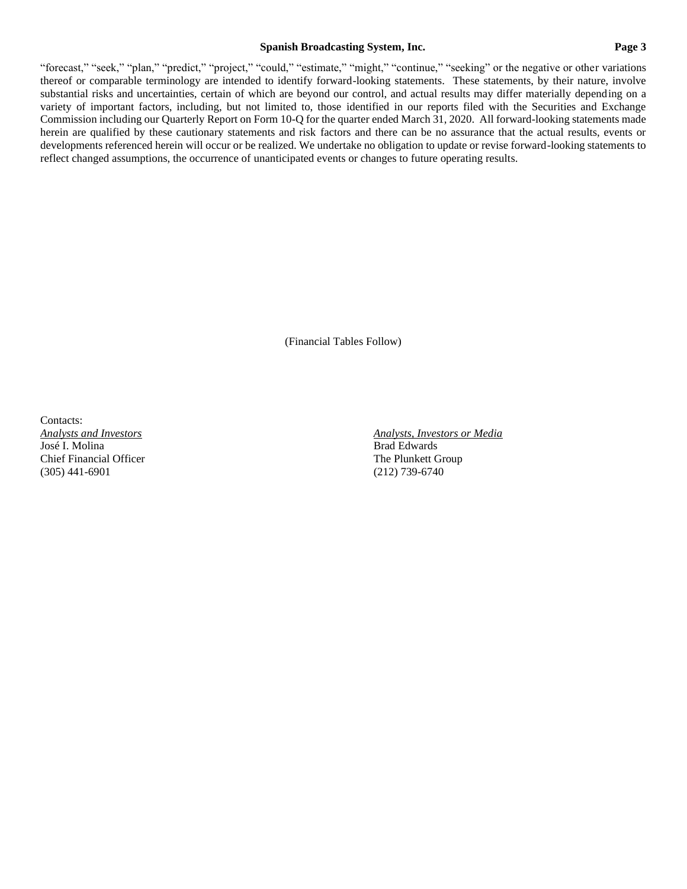"forecast," "seek," "plan," "predict," "project," "could," "estimate," "might," "continue," "seeking" or the negative or other variations thereof or comparable terminology are intended to identify forward-looking statements. These statements, by their nature, involve substantial risks and uncertainties, certain of which are beyond our control, and actual results may differ materially depending on a variety of important factors, including, but not limited to, those identified in our reports filed with the Securities and Exchange Commission including our Quarterly Report on Form 10-Q for the quarter ended March 31, 2020. All forward-looking statements made herein are qualified by these cautionary statements and risk factors and there can be no assurance that the actual results, events or developments referenced herein will occur or be realized. We undertake no obligation to update or revise forward-looking statements to reflect changed assumptions, the occurrence of unanticipated events or changes to future operating results.

(Financial Tables Follow)

Contacts:

*Analysts and Investors*
José I. Molina
Chief Financial Officer
(305) 441-6901

*Analysts, Investors or Media*
Brad Edwards
The Plunkett Group
(212) 739-6740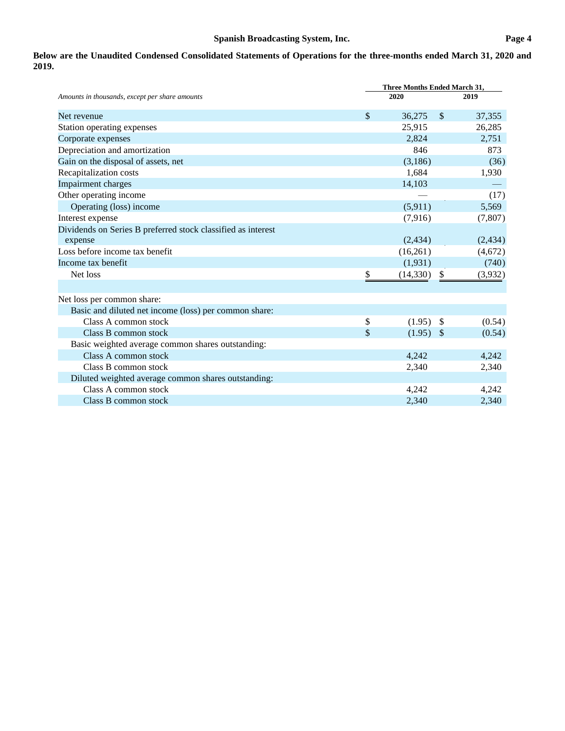**Below are the Unaudited Condensed Consolidated Statements of Operations for the three-months ended March 31, 2020 and 2019.**

| *Amounts in thousands, except per share amounts* | Three Months Ended March 31, 2020 | Three Months Ended March 31, 2019 |
|---|---|---|
| Net revenue | $ 36,275 | $ 37,355 |
| Station operating expenses | 25,915 | 26,285 |
| Corporate expenses | 2,824 | 2,751 |
| Depreciation and amortization | 846 | 873 |
| Gain on the disposal of assets, net | (3,186) | (36) |
| Recapitalization costs | 1,684 | 1,930 |
| Impairment charges | 14,103 | — |
| Other operating income | — | (17) |
| Operating (loss) income | (5,911) | 5,569 |
| Interest expense | (7,916) | (7,807) |
| Dividends on Series B preferred stock classified as interest expense | (2,434) | (2,434) |
| Loss before income tax benefit | (16,261) | (4,672) |
| Income tax benefit | (1,931) | (740) |
| Net loss | $ (14,330) | $ (3,932) |
| | | |
| Net loss per common share: | | |
| Basic and diluted net income (loss) per common share: | | |
| Class A common stock | $ (1.95) | $ (0.54) |
| Class B common stock | $ (1.95) | $ (0.54) |
| Basic weighted average common shares outstanding: | | |
| Class A common stock | 4,242 | 4,242 |
| Class B common stock | 2,340 | 2,340 |
| Diluted weighted average common shares outstanding: | | |
| Class A common stock | 4,242 | 4,242 |
| Class B common stock | 2,340 | 2,340 |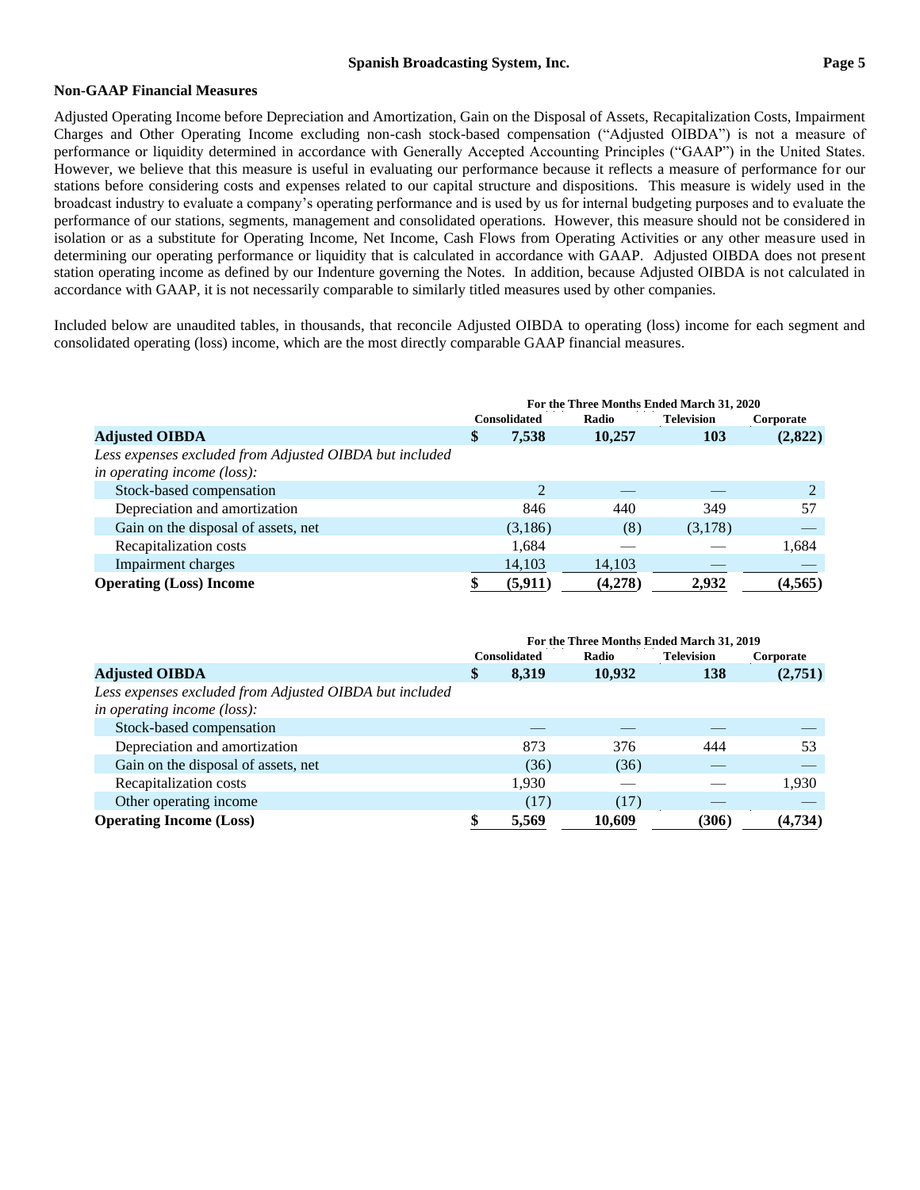## Non-GAAP Financial Measures

Adjusted Operating Income before Depreciation and Amortization, Gain on the Disposal of Assets, Recapitalization Costs, Impairment Charges and Other Operating Income excluding non-cash stock-based compensation ("Adjusted OIBDA") is not a measure of performance or liquidity determined in accordance with Generally Accepted Accounting Principles ("GAAP") in the United States. However, we believe that this measure is useful in evaluating our performance because it reflects a measure of performance for our stations before considering costs and expenses related to our capital structure and dispositions. This measure is widely used in the broadcast industry to evaluate a company's operating performance and is used by us for internal budgeting purposes and to evaluate the performance of our stations, segments, management and consolidated operations. However, this measure should not be considered in isolation or as a substitute for Operating Income, Net Income, Cash Flows from Operating Activities or any other measure used in determining our operating performance or liquidity that is calculated in accordance with GAAP. Adjusted OIBDA does not present station operating income as defined by our Indenture governing the Notes. In addition, because Adjusted OIBDA is not calculated in accordance with GAAP, it is not necessarily comparable to similarly titled measures used by other companies.

Included below are unaudited tables, in thousands, that reconcile Adjusted OIBDA to operating (loss) income for each segment and consolidated operating (loss) income, which are the most directly comparable GAAP financial measures.

| | For the Three Months Ended March 31, 2020 | | | |
|---|---|---|---|---|
| | Consolidated | Radio | Television | Corporate |
| **Adjusted OIBDA** | **$ 7,538** | **10,257** | **103** | **(2,822)** |
| *Less expenses excluded from Adjusted OIBDA but included in operating income (loss):* | | | | |
| Stock-based compensation | 2 | — | — | 2 |
| Depreciation and amortization | 846 | 440 | 349 | 57 |
| Gain on the disposal of assets, net | (3,186) | (8) | (3,178) | — |
| Recapitalization costs | 1,684 | — | — | 1,684 |
| Impairment charges | 14,103 | 14,103 | — | — |
| **Operating (Loss) Income** | **$ (5,911)** | **(4,278)** | **2,932** | **(4,565)** |

| | For the Three Months Ended March 31, 2019 | | | |
|---|---|---|---|---|
| | Consolidated | Radio | Television | Corporate |
| **Adjusted OIBDA** | **$ 8,319** | **10,932** | **138** | **(2,751)** |
| *Less expenses excluded from Adjusted OIBDA but included in operating income (loss):* | | | | |
| Stock-based compensation | — | — | — | — |
| Depreciation and amortization | 873 | 376 | 444 | 53 |
| Gain on the disposal of assets, net | (36) | (36) | — | — |
| Recapitalization costs | 1,930 | — | — | 1,930 |
| Other operating income | (17) | (17) | — | — |
| **Operating Income (Loss)** | **$ 5,569** | **10,609** | **(306)** | **(4,734)** |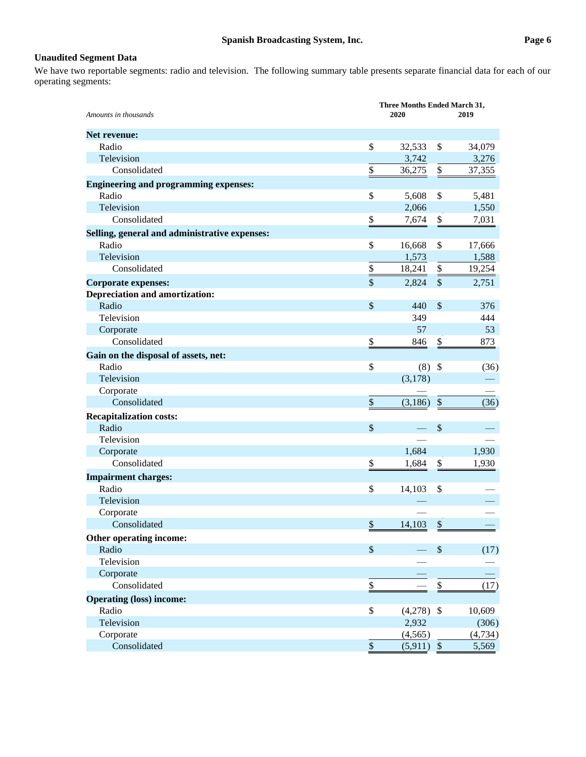## Unaudited Segment Data

We have two reportable segments: radio and television. The following summary table presents separate financial data for each of our operating segments:

| *Amounts in thousands* | Three Months Ended March 31, 2020 | 2019 |
|---|---|---|
| **Net revenue:** | | |
| Radio | $ 32,533 | $ 34,079 |
| Television | 3,742 | 3,276 |
| Consolidated | $ 36,275 | $ 37,355 |
| **Engineering and programming expenses:** | | |
| Radio | $ 5,608 | $ 5,481 |
| Television | 2,066 | 1,550 |
| Consolidated | $ 7,674 | $ 7,031 |
| **Selling, general and administrative expenses:** | | |
| Radio | $ 16,668 | $ 17,666 |
| Television | 1,573 | 1,588 |
| Consolidated | $ 18,241 | $ 19,254 |
| **Corporate expenses:** | $ 2,824 | $ 2,751 |
| **Depreciation and amortization:** | | |
| Radio | $ 440 | $ 376 |
| Television | 349 | 444 |
| Corporate | 57 | 53 |
| Consolidated | $ 846 | $ 873 |
| **Gain on the disposal of assets, net:** | | |
| Radio | $ (8) | $ (36) |
| Television | (3,178) | — |
| Corporate | — | — |
| Consolidated | $ (3,186) | $ (36) |
| **Recapitalization costs:** | | |
| Radio | $ — | $ — |
| Television | — | — |
| Corporate | 1,684 | 1,930 |
| Consolidated | $ 1,684 | $ 1,930 |
| **Impairment charges:** | | |
| Radio | $ 14,103 | $ — |
| Television | — | — |
| Corporate | — | — |
| Consolidated | $ 14,103 | $ — |
| **Other operating income:** | | |
| Radio | $ — | $ (17) |
| Television | — | — |
| Corporate | — | — |
| Consolidated | $ — | $ (17) |
| **Operating (loss) income:** | | |
| Radio | $ (4,278) | $ 10,609 |
| Television | 2,932 | (306) |
| Corporate | (4,565) | (4,734) |
| Consolidated | $ (5,911) | $ 5,569 |